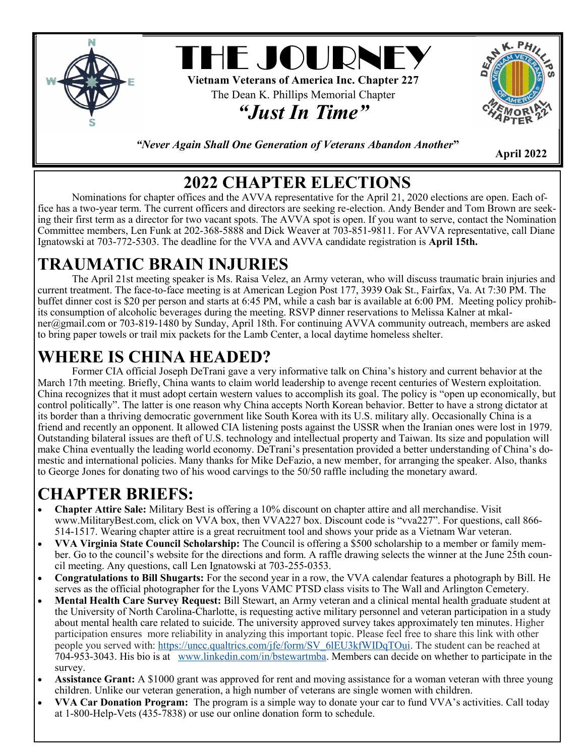# THE JOURNEY

**Vietnam Veterans of America Inc. Chapter 227**

The Dean K. Phillips Memorial Chapter

***"Just In Time"***

***"Never Again Shall One Generation of Veterans Abandon Another"***

**April 2022**

## 2022 CHAPTER ELECTIONS

Nominations for chapter offices and the AVVA representative for the April 21, 2020 elections are open. Each office has a two-year term. The current officers and directors are seeking re-election. Andy Bender and Tom Brown are seeking their first term as a director for two vacant spots. The AVVA spot is open. If you want to serve, contact the Nomination Committee members, Len Funk at 202-368-5888 and Dick Weaver at 703-851-9811. For AVVA representative, call Diane Ignatowski at 703-772-5303. The deadline for the VVA and AVVA candidate registration is **April 15th.**

## TRAUMATIC BRAIN INJURIES

The April 21st meeting speaker is Ms. Raisa Velez, an Army veteran, who will discuss traumatic brain injuries and current treatment. The face-to-face meeting is at American Legion Post 177, 3939 Oak St., Fairfax, Va. At 7:30 PM. The buffet dinner cost is $20 per person and starts at 6:45 PM, while a cash bar is available at 6:00 PM. Meeting policy prohibits consumption of alcoholic beverages during the meeting. RSVP dinner reservations to Melissa Kalner at mkalner@gmail.com or 703-819-1480 by Sunday, April 18th. For continuing AVVA community outreach, members are asked to bring paper towels or trail mix packets for the Lamb Center, a local daytime homeless shelter.

## WHERE IS CHINA HEADED?

Former CIA official Joseph DeTrani gave a very informative talk on China's history and current behavior at the March 17th meeting. Briefly, China wants to claim world leadership to avenge recent centuries of Western exploitation. China recognizes that it must adopt certain western values to accomplish its goal. The policy is "open up economically, but control politically". The latter is one reason why China accepts North Korean behavior. Better to have a strong dictator at its border than a thriving democratic government like South Korea with its U.S. military ally. Occasionally China is a friend and recently an opponent. It allowed CIA listening posts against the USSR when the Iranian ones were lost in 1979. Outstanding bilateral issues are theft of U.S. technology and intellectual property and Taiwan. Its size and population will make China eventually the leading world economy. DeTrani's presentation provided a better understanding of China's domestic and international policies. Many thanks for Mike DeFazio, a new member, for arranging the speaker. Also, thanks to George Jones for donating two of his wood carvings to the 50/50 raffle including the monetary award.

## CHAPTER BRIEFS:

- **Chapter Attire Sale:** Military Best is offering a 10% discount on chapter attire and all merchandise. Visit www.MilitaryBest.com, click on VVA box, then VVA227 box. Discount code is "vva227". For questions, call 866-514-1517. Wearing chapter attire is a great recruitment tool and shows your pride as a Vietnam War veteran.
- **VVA Virginia State Council Scholarship:** The Council is offering a $500 scholarship to a member or family member. Go to the council's website for the directions and form. A raffle drawing selects the winner at the June 25th council meeting. Any questions, call Len Ignatowski at 703-255-0353.
- **Congratulations to Bill Shugarts:** For the second year in a row, the VVA calendar features a photograph by Bill. He serves as the official photographer for the Lyons VAMC PTSD class visits to The Wall and Arlington Cemetery.
- **Mental Health Care Survey Request:** Bill Stewart, an Army veteran and a clinical mental health graduate student at the University of North Carolina-Charlotte, is requesting active military personnel and veteran participation in a study about mental health care related to suicide. The university approved survey takes approximately ten minutes. Higher participation ensures more reliability in analyzing this important topic. Please feel free to share this link with other people you served with: https://uncc.qualtrics.com/jfe/form/SV_6lEU3kfWIDqTOui. The student can be reached at 704-953-3043. His bio is at www.linkedin.com/in/bstewartmba. Members can decide on whether to participate in the survey.
- **Assistance Grant:** A $1000 grant was approved for rent and moving assistance for a woman veteran with three young children. Unlike our veteran generation, a high number of veterans are single women with children.
- **VVA Car Donation Program:** The program is a simple way to donate your car to fund VVA's activities. Call today at 1-800-Help-Vets (435-7838) or use our online donation form to schedule.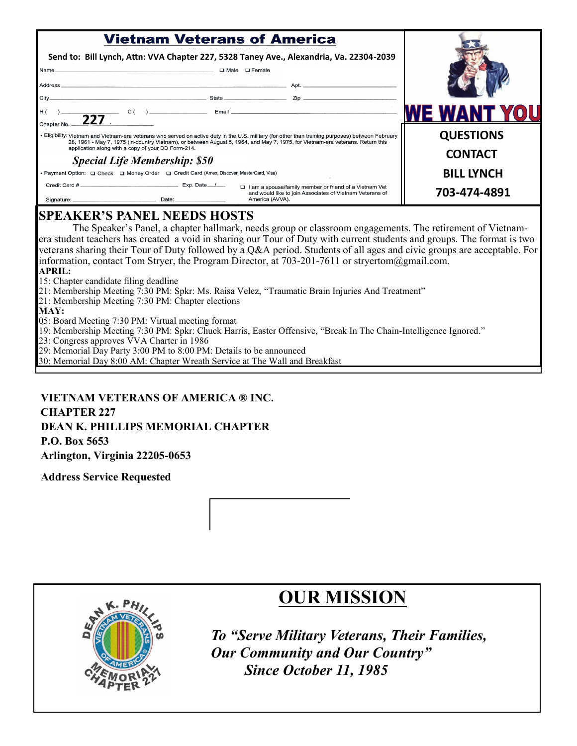## Vietnam Veterans of America

**Send to: Bill Lynch, Attn: VVA Chapter 227, 5328 Taney Ave., Alexandria, Va. 22304-2039**

Name ______________________ ☐ Male ☐ Female

Address ______________________ Apt. ______

City ______________ State ______ Zip ______

H ( ) ________ C ( ) ________ Email ______________

Chapter No. **227**

• Eligibility: Vietnam and Vietnam-era veterans who served on active duty in the U.S. military (for other than training purposes) between February 28, 1961 - May 7, 1975 (in-country Vietnam), or between August 5, 1964, and May 7, 1975, for Vietnam-era veterans. Return this application along with a copy of your DD Form-214.

***Special Life Membership: $50***

• Payment Option: ☐ Check ☐ Money Order ☐ Credit Card (Amex, Discover, MasterCard, Visa)

Credit Card # ______________ Exp. Date ___/___

☐ I am a spouse/family member or friend of a Vietnam Vet and would like to join Associates of Vietnam Veterans of America (AVVA).

Signature: ______________ Date: ______

**WE WANT YOU**

**QUESTIONS**

**CONTACT**

**BILL LYNCH**

**703-474-4891**

## SPEAKER'S PANEL NEEDS HOSTS

The Speaker's Panel, a chapter hallmark, needs group or classroom engagements. The retirement of Vietnam-era student teachers has created a void in sharing our Tour of Duty with current students and groups. The format is two veterans sharing their Tour of Duty followed by a Q&A period. Students of all ages and civic groups are acceptable. For information, contact Tom Stryer, the Program Director, at 703-201-7611 or stryertom@gmail.com.

**APRIL:**

15: Chapter candidate filing deadline
21: Membership Meeting 7:30 PM: Spkr: Ms. Raisa Velez, "Traumatic Brain Injuries And Treatment"
21: Membership Meeting 7:30 PM: Chapter elections

**MAY:**

05: Board Meeting 7:30 PM: Virtual meeting format
19: Membership Meeting 7:30 PM: Spkr: Chuck Harris, Easter Offensive, "Break In The Chain-Intelligence Ignored."
23: Congress approves VVA Charter in 1986
29: Memorial Day Party 3:00 PM to 8:00 PM: Details to be announced
30: Memorial Day 8:00 AM: Chapter Wreath Service at The Wall and Breakfast

**VIETNAM VETERANS OF AMERICA ® INC.**
**CHAPTER 227**
**DEAN K. PHILLIPS MEMORIAL CHAPTER**
**P.O. Box 5653**
**Arlington, Virginia 22205-0653**

**Address Service Requested**

DEAN K. PHILLIPS VIETNAM VETERANS OF AMERICA MEMORIAL CHAPTER 227

# OUR MISSION

***To "Serve Military Veterans, Their Families, Our Community and Our Country" Since October 11, 1985***